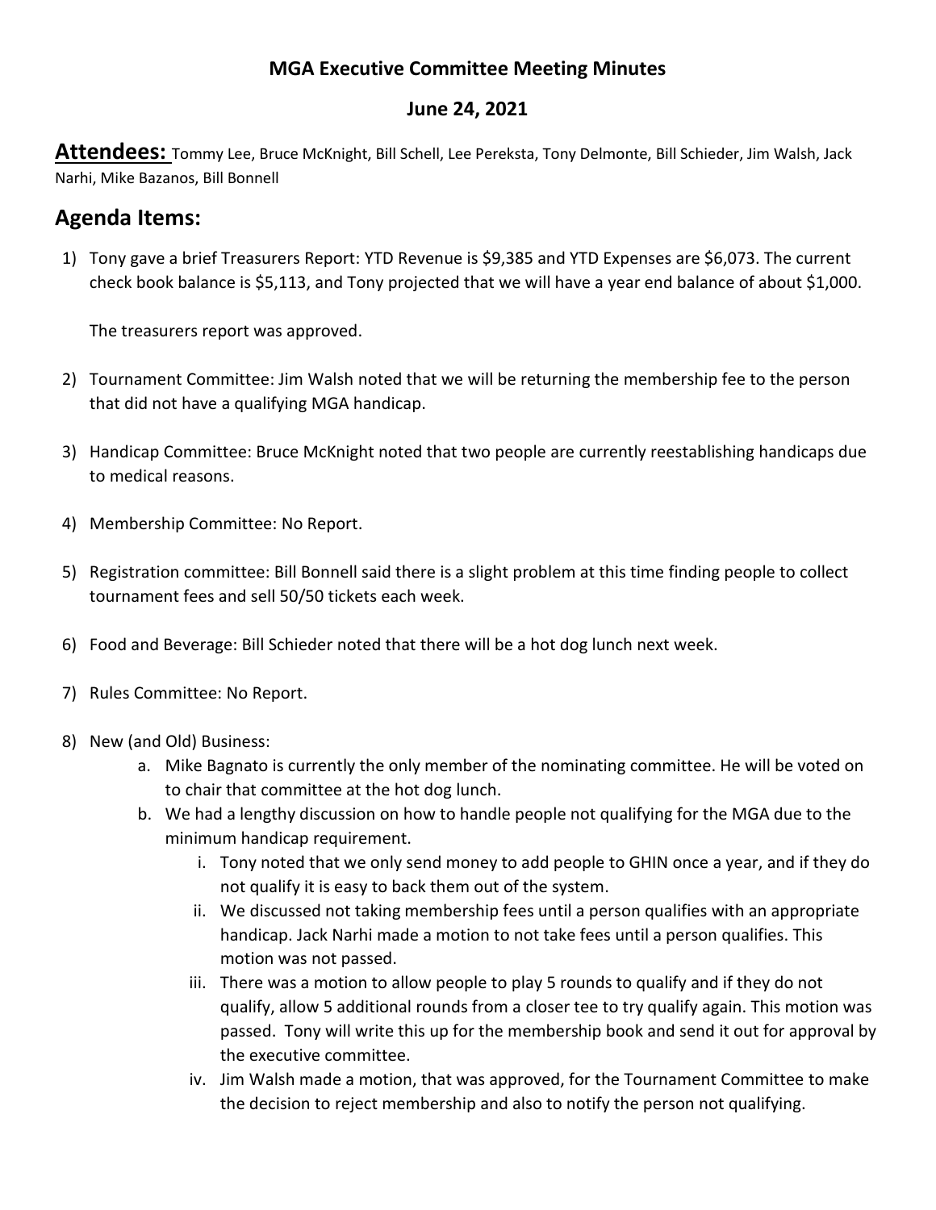# MGA Executive Committee Meeting Minutes

## June 24, 2021

**Attendees:** Tommy Lee, Bruce McKnight, Bill Schell, Lee Pereksta, Tony Delmonte, Bill Schieder, Jim Walsh, Jack Narhi, Mike Bazanos, Bill Bonnell

## Agenda Items:

1) Tony gave a brief Treasurers Report: YTD Revenue is $9,385 and YTD Expenses are $6,073. The current check book balance is $5,113, and Tony projected that we will have a year end balance of about $1,000.

   The treasurers report was approved.

2) Tournament Committee: Jim Walsh noted that we will be returning the membership fee to the person that did not have a qualifying MGA handicap.

3) Handicap Committee: Bruce McKnight noted that two people are currently reestablishing handicaps due to medical reasons.

4) Membership Committee: No Report.

5) Registration committee: Bill Bonnell said there is a slight problem at this time finding people to collect tournament fees and sell 50/50 tickets each week.

6) Food and Beverage: Bill Schieder noted that there will be a hot dog lunch next week.

7) Rules Committee: No Report.

8) New (and Old) Business:
   a. Mike Bagnato is currently the only member of the nominating committee. He will be voted on to chair that committee at the hot dog lunch.
   b. We had a lengthy discussion on how to handle people not qualifying for the MGA due to the minimum handicap requirement.
      i. Tony noted that we only send money to add people to GHIN once a year, and if they do not qualify it is easy to back them out of the system.
      ii. We discussed not taking membership fees until a person qualifies with an appropriate handicap. Jack Narhi made a motion to not take fees until a person qualifies. This motion was not passed.
      iii. There was a motion to allow people to play 5 rounds to qualify and if they do not qualify, allow 5 additional rounds from a closer tee to try qualify again. This motion was passed. Tony will write this up for the membership book and send it out for approval by the executive committee.
      iv. Jim Walsh made a motion, that was approved, for the Tournament Committee to make the decision to reject membership and also to notify the person not qualifying.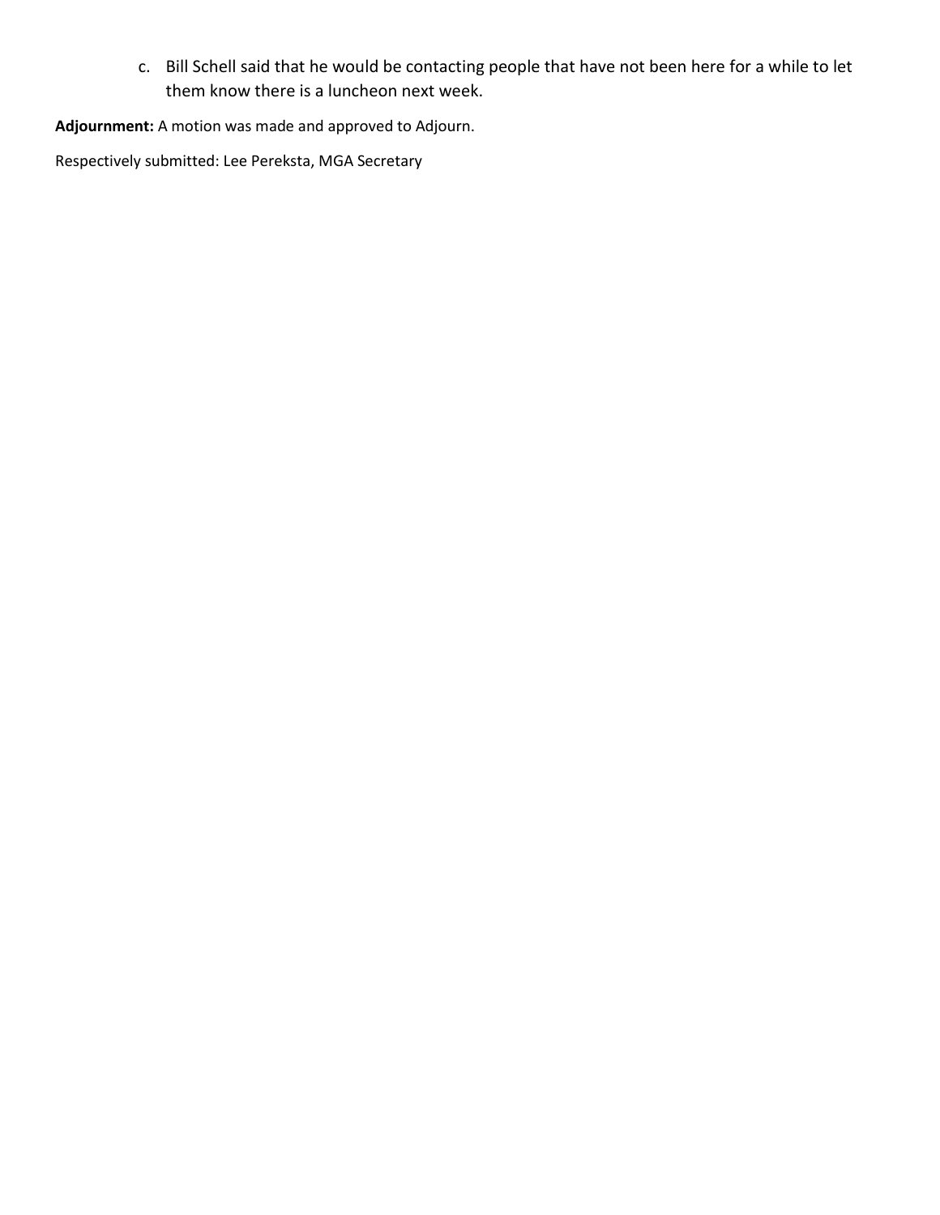c. Bill Schell said that he would be contacting people that have not been here for a while to let them know there is a luncheon next week.

**Adjournment:** A motion was made and approved to Adjourn.

Respectively submitted: Lee Pereksta, MGA Secretary